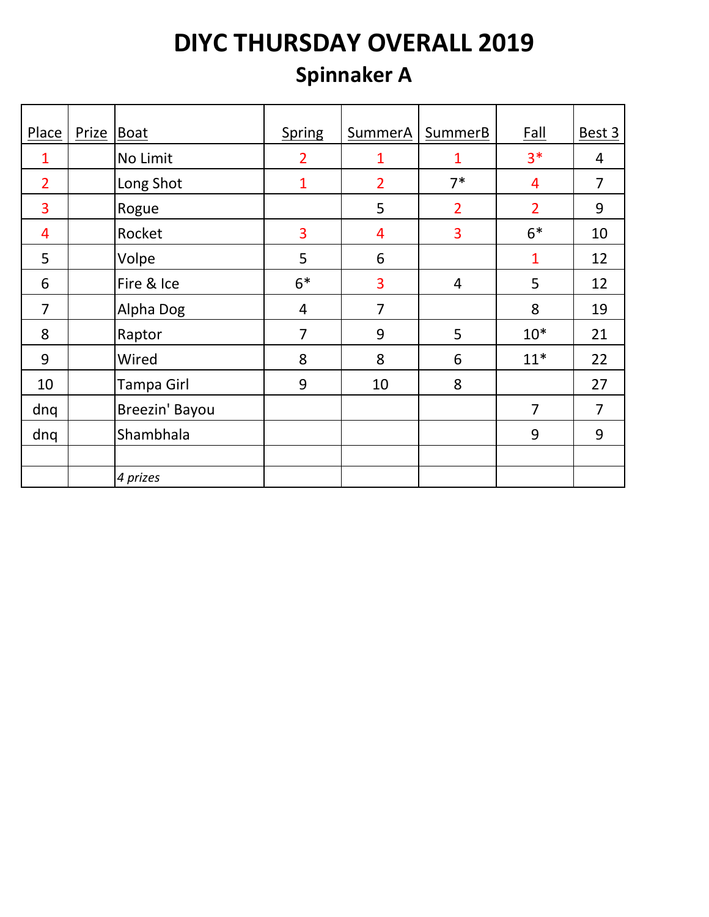# DIYC THURSDAY OVERALL 2019

## Spinnaker A

| Place | Prize | Boat | Spring | SummerA | SummerB | Fall | Best 3 |
|---|---|---|---|---|---|---|---|
| 1 | | No Limit | 2 | 1 | 1 | 3* | 4 |
| 2 | | Long Shot | 1 | 2 | 7* | 4 | 7 |
| 3 | | Rogue | | 5 | 2 | 2 | 9 |
| 4 | | Rocket | 3 | 4 | 3 | 6* | 10 |
| 5 | | Volpe | 5 | 6 | | 1 | 12 |
| 6 | | Fire & Ice | 6* | 3 | 4 | 5 | 12 |
| 7 | | Alpha Dog | 4 | 7 | | 8 | 19 |
| 8 | | Raptor | 7 | 9 | 5 | 10* | 21 |
| 9 | | Wired | 8 | 8 | 6 | 11* | 22 |
| 10 | | Tampa Girl | 9 | 10 | 8 | | 27 |
| dnq | | Breezin' Bayou | | | | 7 | 7 |
| dnq | | Shambhala | | | | 9 | 9 |
| | | | | | | | |
| | | *4 prizes* | | | | | |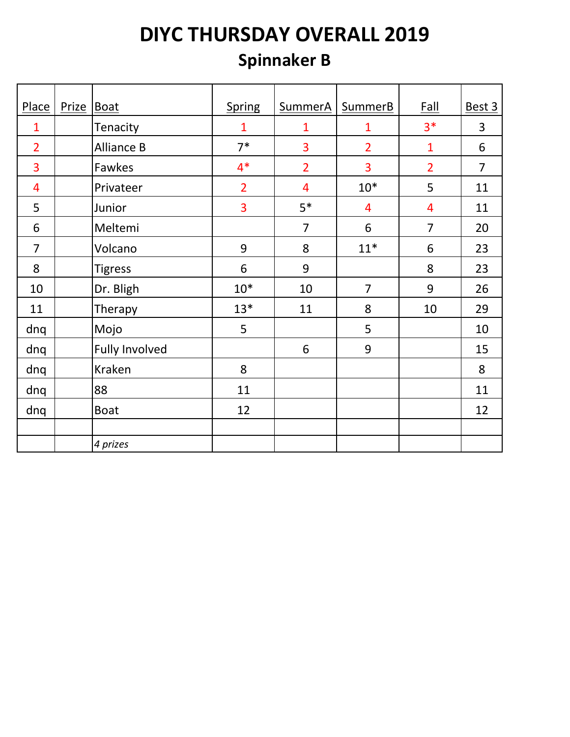# DIYC THURSDAY OVERALL 2019

## Spinnaker B

| Place | Prize | Boat | Spring | SummerA | SummerB | Fall | Best 3 |
|---|---|---|---|---|---|---|---|
| 1 | | Tenacity | 1 | 1 | 1 | 3* | 3 |
| 2 | | Alliance B | 7* | 3 | 2 | 1 | 6 |
| 3 | | Fawkes | 4* | 2 | 3 | 2 | 7 |
| 4 | | Privateer | 2 | 4 | 10* | 5 | 11 |
| 5 | | Junior | 3 | 5* | 4 | 4 | 11 |
| 6 | | Meltemi | | 7 | 6 | 7 | 20 |
| 7 | | Volcano | 9 | 8 | 11* | 6 | 23 |
| 8 | | Tigress | 6 | 9 | | 8 | 23 |
| 10 | | Dr. Bligh | 10* | 10 | 7 | 9 | 26 |
| 11 | | Therapy | 13* | 11 | 8 | 10 | 29 |
| dnq | | Mojo | 5 | | 5 | | 10 |
| dnq | | Fully Involved | | 6 | 9 | | 15 |
| dnq | | Kraken | 8 | | | | 8 |
| dnq | | 88 | 11 | | | | 11 |
| dnq | | Boat | 12 | | | | 12 |
| | | | | | | | |
| | | *4 prizes* | | | | | |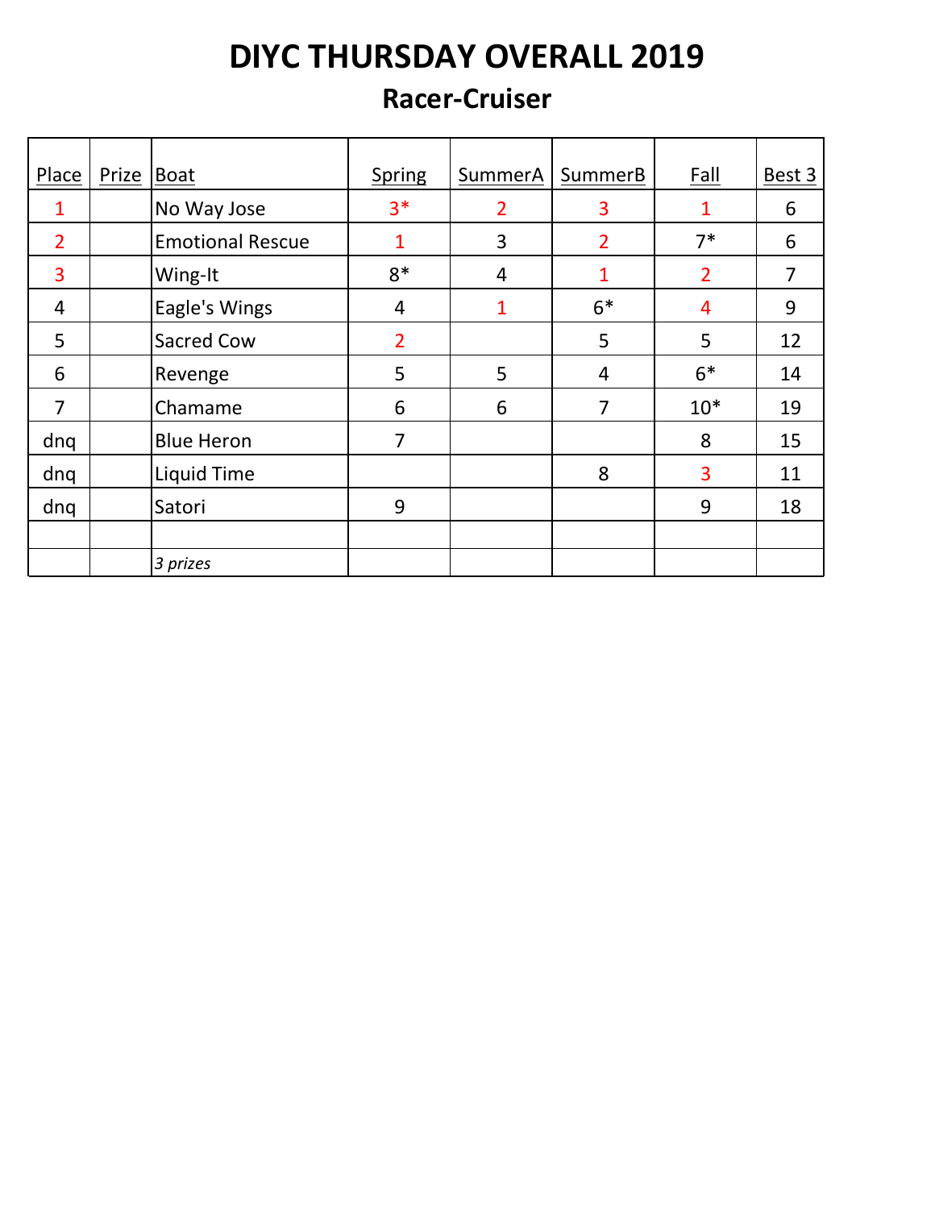# DIYC THURSDAY OVERALL 2019

## Racer-Cruiser

| Place | Prize | Boat | Spring | SummerA | SummerB | Fall | Best 3 |
|---|---|---|---|---|---|---|---|
| 1 | | No Way Jose | 3* | 2 | 3 | 1 | 6 |
| 2 | | Emotional Rescue | 1 | 3 | 2 | 7* | 6 |
| 3 | | Wing-It | 8* | 4 | 1 | 2 | 7 |
| 4 | | Eagle's Wings | 4 | 1 | 6* | 4 | 9 |
| 5 | | Sacred Cow | 2 | | 5 | 5 | 12 |
| 6 | | Revenge | 5 | 5 | 4 | 6* | 14 |
| 7 | | Chamame | 6 | 6 | 7 | 10* | 19 |
| dnq | | Blue Heron | 7 | | | 8 | 15 |
| dnq | | Liquid Time | | | 8 | 3 | 11 |
| dnq | | Satori | 9 | | | 9 | 18 |
| | | | | | | | |
| | | *3 prizes* | | | | | |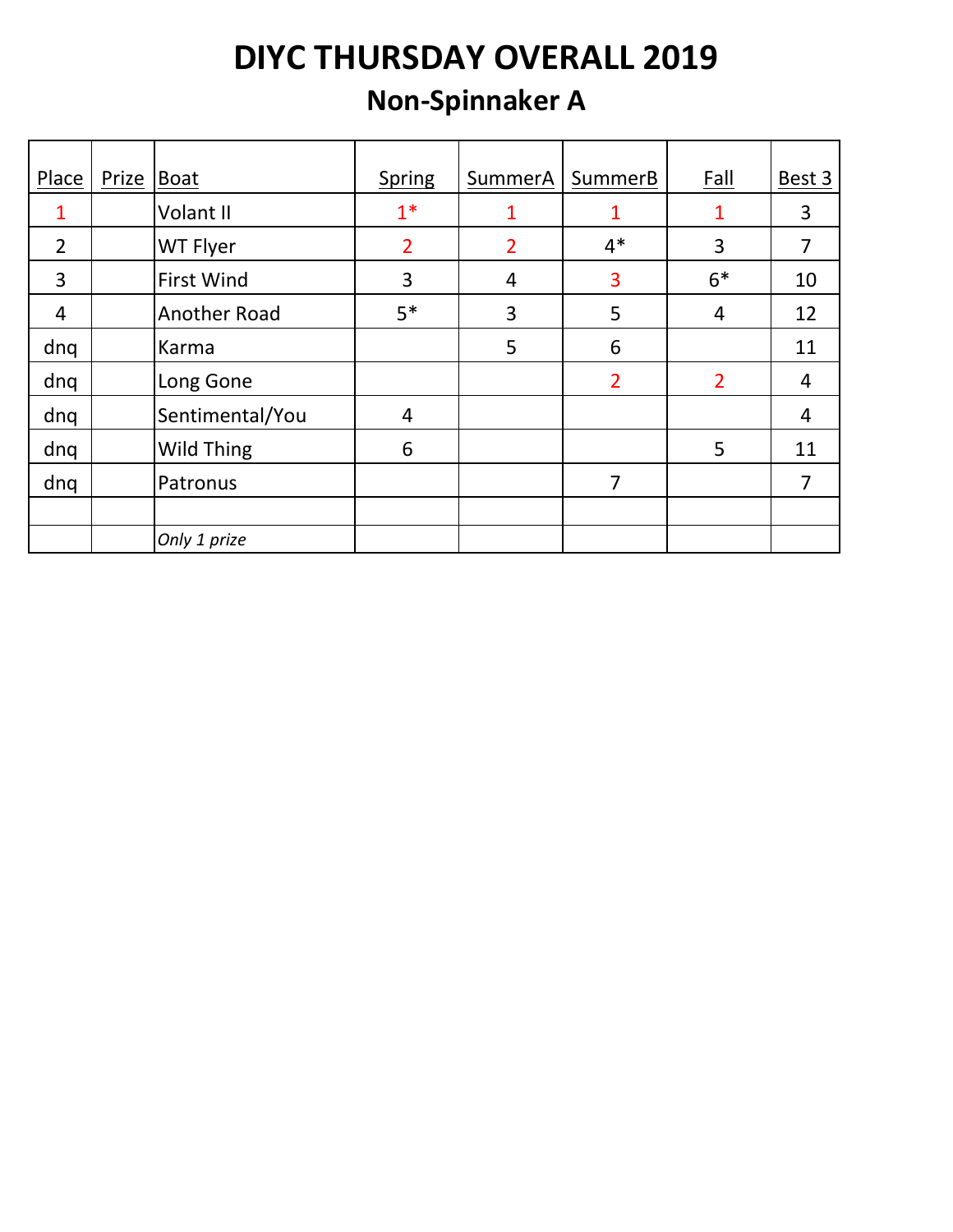# DIYC THURSDAY OVERALL 2019

## Non-Spinnaker A

| Place | Prize | Boat | Spring | SummerA | SummerB | Fall | Best 3 |
|---|---|---|---|---|---|---|---|
| 1 | | Volant II | 1* | 1 | 1 | 1 | 3 |
| 2 | | WT Flyer | 2 | 2 | 4* | 3 | 7 |
| 3 | | First Wind | 3 | 4 | 3 | 6* | 10 |
| 4 | | Another Road | 5* | 3 | 5 | 4 | 12 |
| dnq | | Karma | | 5 | 6 | | 11 |
| dnq | | Long Gone | | | 2 | 2 | 4 |
| dnq | | Sentimental/You | 4 | | | | 4 |
| dnq | | Wild Thing | 6 | | | 5 | 11 |
| dnq | | Patronus | | | 7 | | 7 |
| | | | | | | | |
| | | *Only 1 prize* | | | | | |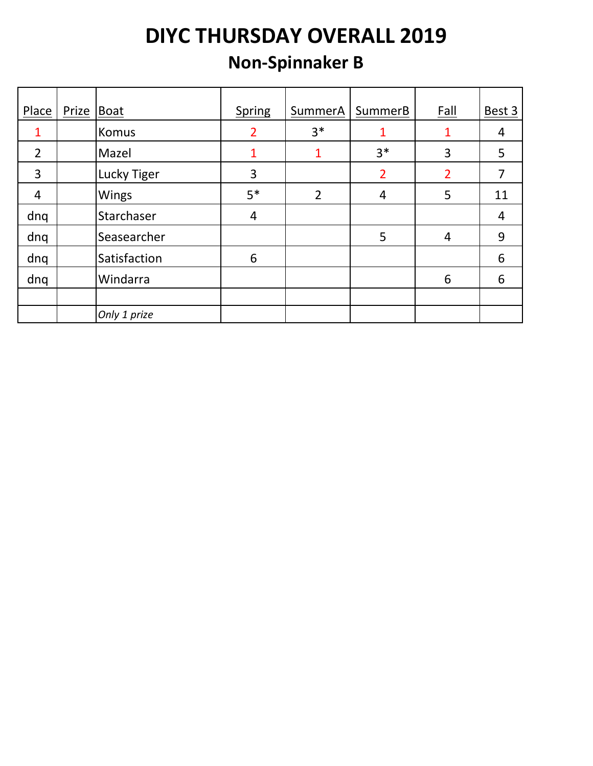# DIYC THURSDAY OVERALL 2019

## Non-Spinnaker B

| Place | Prize | Boat | Spring | SummerA | SummerB | Fall | Best 3 |
|---|---|---|---|---|---|---|---|
| 1 | | Komus | 2 | 3* | 1 | 1 | 4 |
| 2 | | Mazel | 1 | 1 | 3* | 3 | 5 |
| 3 | | Lucky Tiger | 3 | | 2 | 2 | 7 |
| 4 | | Wings | 5* | 2 | 4 | 5 | 11 |
| dnq | | Starchaser | 4 | | | | 4 |
| dnq | | Seasearcher | | | 5 | 4 | 9 |
| dnq | | Satisfaction | 6 | | | | 6 |
| dnq | | Windarra | | | | 6 | 6 |
| | | | | | | | |
| | | *Only 1 prize* | | | | | |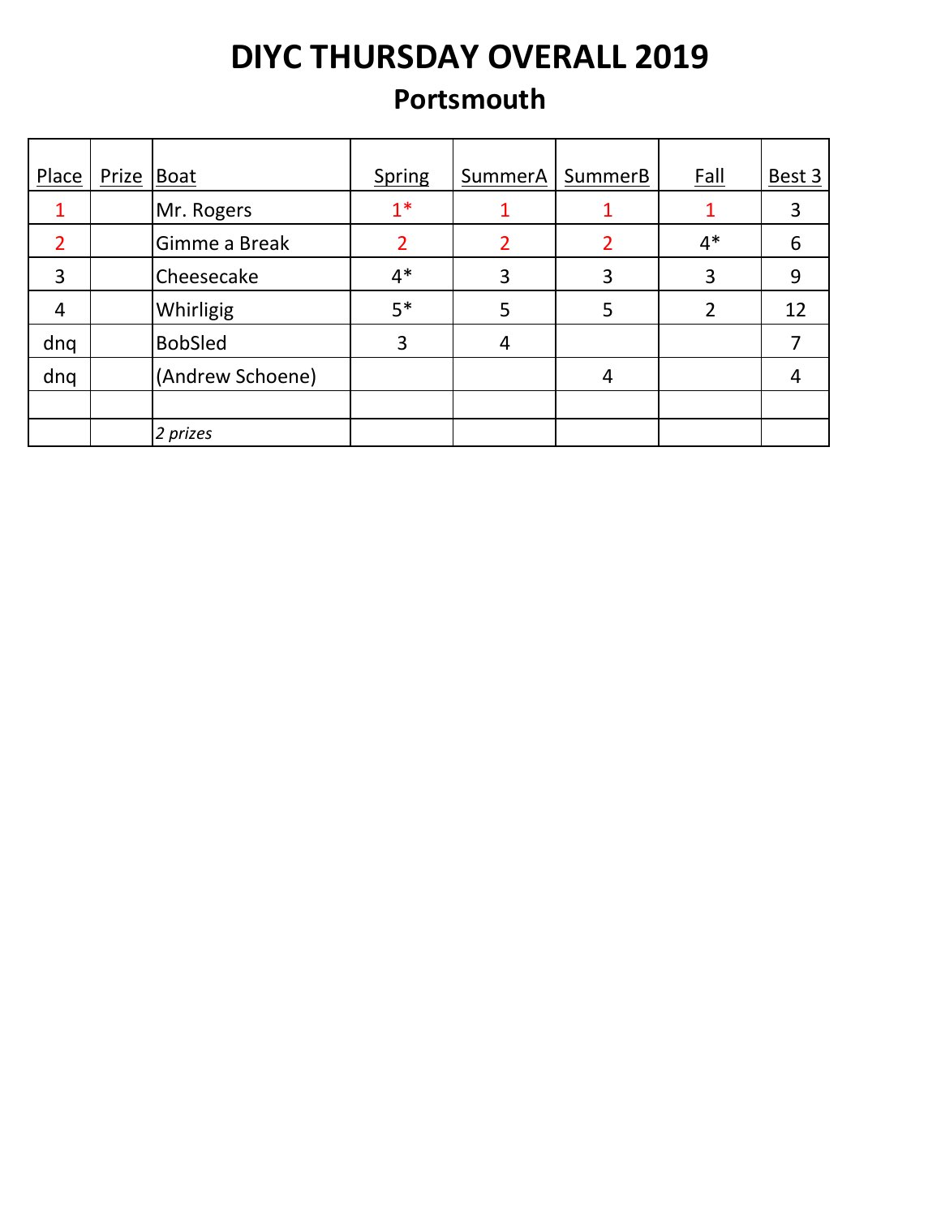# DIYC THURSDAY OVERALL 2019

## Portsmouth

| Place | Prize | Boat | Spring | SummerA | SummerB | Fall | Best 3 |
|---|---|---|---|---|---|---|---|
| 1 | | Mr. Rogers | 1* | 1 | 1 | 1 | 3 |
| 2 | | Gimme a Break | 2 | 2 | 2 | 4* | 6 |
| 3 | | Cheesecake | 4* | 3 | 3 | 3 | 9 |
| 4 | | Whirligig | 5* | 5 | 5 | 2 | 12 |
| dnq | | BobSled | 3 | 4 | | | 7 |
| dnq | | (Andrew Schoene) | | | 4 | | 4 |
| | | | | | | | |
| | | *2 prizes* | | | | | |